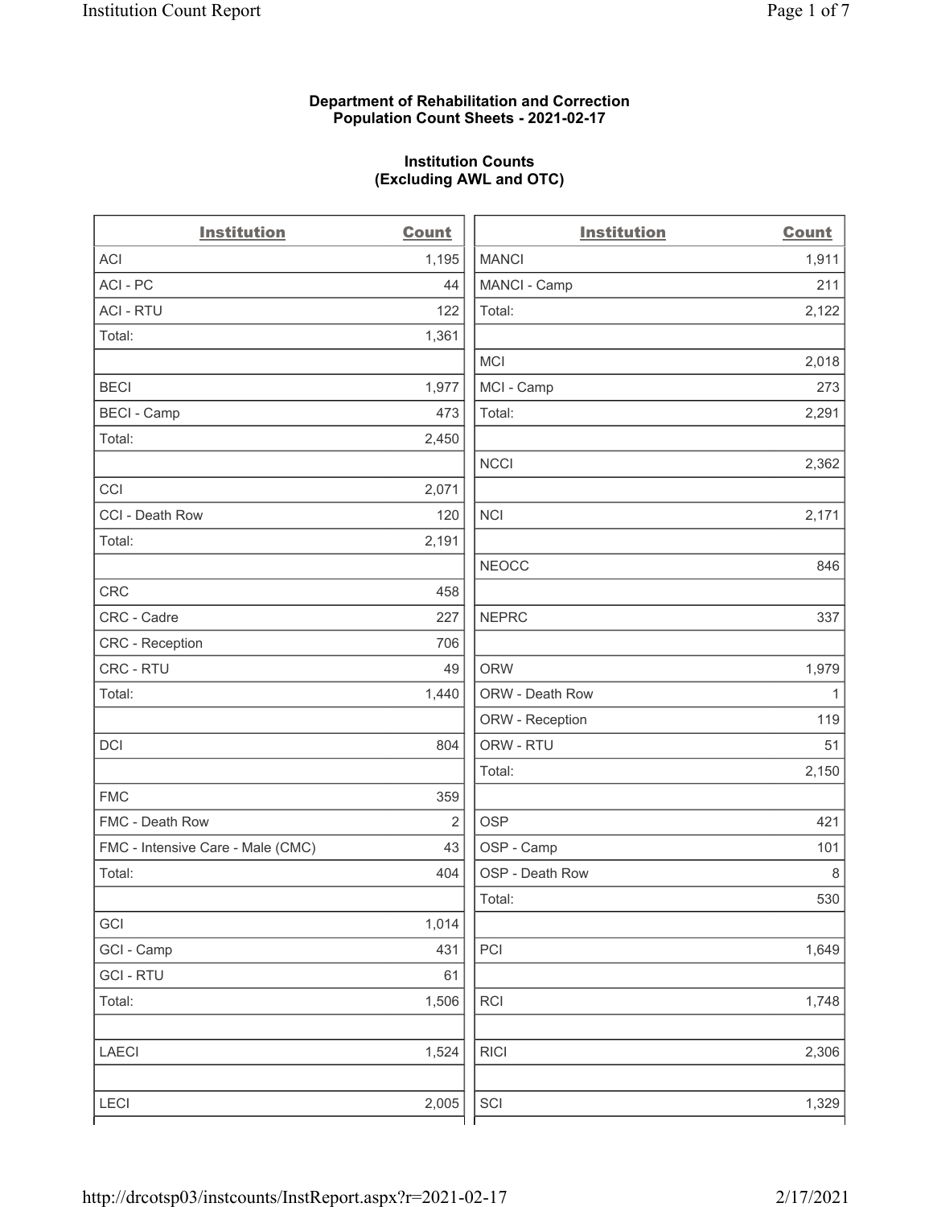**Department of Rehabilitation and Correction**
**Population Count Sheets - 2021-02-17**

**Institution Counts**
**(Excluding AWL and OTC)**

| Institution | Count |
|---|---|
| ACI | 1,195 |
| ACI - PC | 44 |
| ACI - RTU | 122 |
| Total: | 1,361 |
| | |
| BECI | 1,977 |
| BECI - Camp | 473 |
| Total: | 2,450 |
| | |
| CCI | 2,071 |
| CCI - Death Row | 120 |
| Total: | 2,191 |
| | |
| CRC | 458 |
| CRC - Cadre | 227 |
| CRC - Reception | 706 |
| CRC - RTU | 49 |
| Total: | 1,440 |
| | |
| DCI | 804 |
| | |
| FMC | 359 |
| FMC - Death Row | 2 |
| FMC - Intensive Care - Male (CMC) | 43 |
| Total: | 404 |
| | |
| GCI | 1,014 |
| GCI - Camp | 431 |
| GCI - RTU | 61 |
| Total: | 1,506 |
| | |
| LAECI | 1,524 |
| | |
| LECI | 2,005 |

| Institution | Count |
|---|---|
| MANCI | 1,911 |
| MANCI - Camp | 211 |
| Total: | 2,122 |
| | |
| MCI | 2,018 |
| MCI - Camp | 273 |
| Total: | 2,291 |
| | |
| NCCI | 2,362 |
| | |
| NCI | 2,171 |
| | |
| NEOCC | 846 |
| | |
| NEPRC | 337 |
| | |
| ORW | 1,979 |
| ORW - Death Row | 1 |
| ORW - Reception | 119 |
| ORW - RTU | 51 |
| Total: | 2,150 |
| | |
| OSP | 421 |
| OSP - Camp | 101 |
| OSP - Death Row | 8 |
| Total: | 530 |
| | |
| PCI | 1,649 |
| | |
| RCI | 1,748 |
| | |
| RICI | 2,306 |
| | |
| SCI | 1,329 |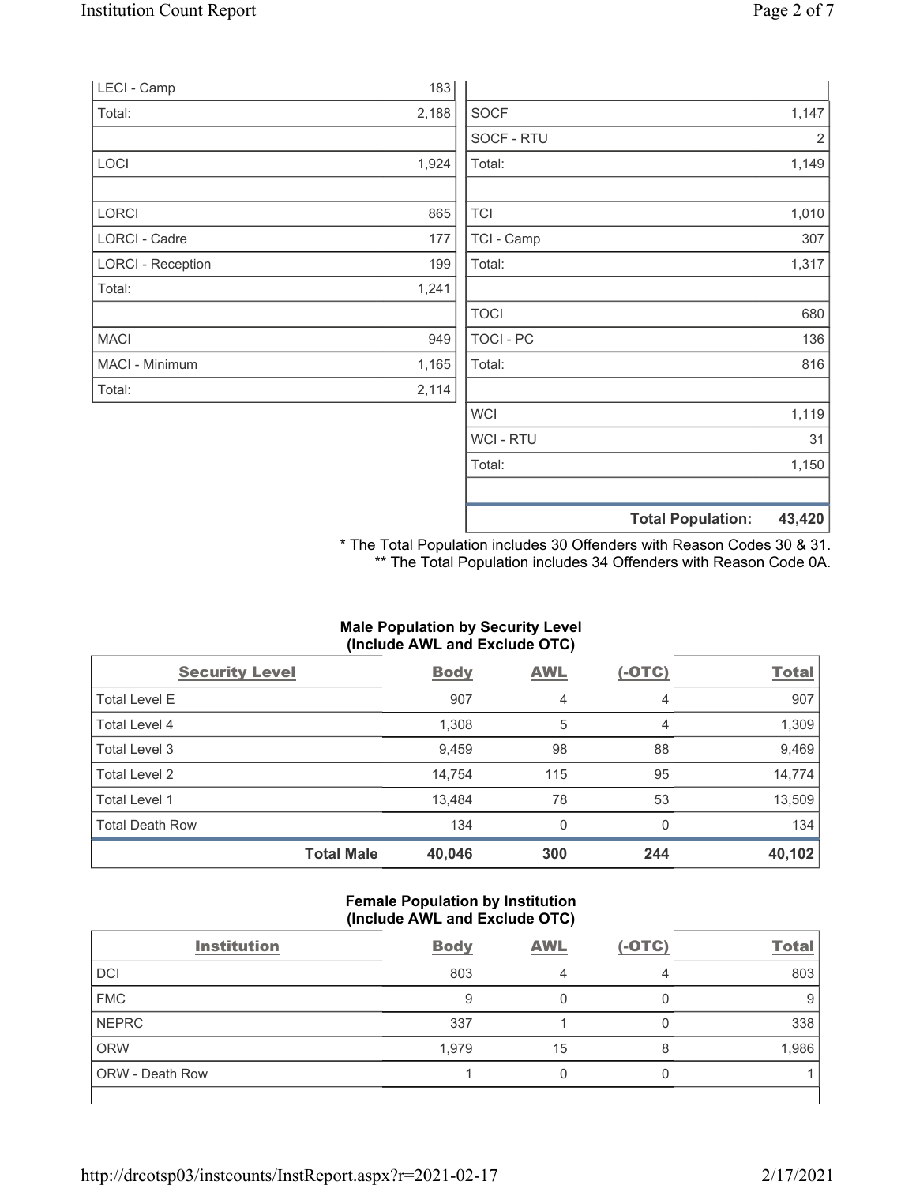| | |
|---|---|
| LECI - Camp | 183 |
| Total: | 2,188 |
| | |
| LOCI | 1,924 |
| | |
| LORCI | 865 |
| LORCI - Cadre | 177 |
| LORCI - Reception | 199 |
| Total: | 1,241 |
| | |
| MACI | 949 |
| MACI - Minimum | 1,165 |
| Total: | 2,114 |

| | |
|---|---|
| | |
| SOCF | 1,147 |
| SOCF - RTU | 2 |
| Total: | 1,149 |
| | |
| TCI | 1,010 |
| TCI - Camp | 307 |
| Total: | 1,317 |
| | |
| TOCI | 680 |
| TOCI - PC | 136 |
| Total: | 816 |
| | |
| WCI | 1,119 |
| WCI - RTU | 31 |
| Total: | 1,150 |
| | |
| **Total Population:** | **43,420** |

\* The Total Population includes 30 Offenders with Reason Codes 30 & 31.
\*\* The Total Population includes 34 Offenders with Reason Code 0A.

**Male Population by Security Level (Include AWL and Exclude OTC)**

| Security Level | Body | AWL | (-OTC) | Total |
|---|---|---|---|---|
| Total Level E | 907 | 4 | 4 | 907 |
| Total Level 4 | 1,308 | 5 | 4 | 1,309 |
| Total Level 3 | 9,459 | 98 | 88 | 9,469 |
| Total Level 2 | 14,754 | 115 | 95 | 14,774 |
| Total Level 1 | 13,484 | 78 | 53 | 13,509 |
| Total Death Row | 134 | 0 | 0 | 134 |
| **Total Male** | **40,046** | **300** | **244** | **40,102** |

**Female Population by Institution (Include AWL and Exclude OTC)**

| Institution | Body | AWL | (-OTC) | Total |
|---|---|---|---|---|
| DCI | 803 | 4 | 4 | 803 |
| FMC | 9 | 0 | 0 | 9 |
| NEPRC | 337 | 1 | 0 | 338 |
| ORW | 1,979 | 15 | 8 | 1,986 |
| ORW - Death Row | 1 | 0 | 0 | 1 |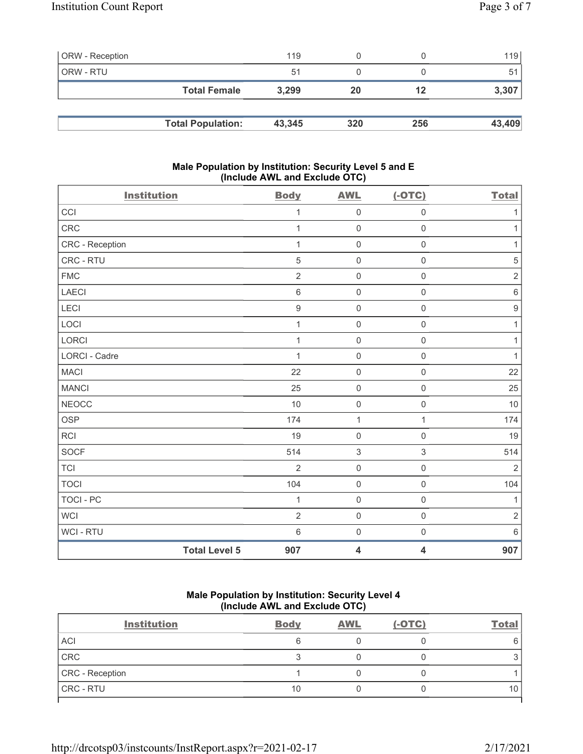| | | | | |
|---|---|---|---|---|
| ORW - Reception | 119 | 0 | 0 | 119 |
| ORW - RTU | 51 | 0 | 0 | 51 |
| **Total Female** | **3,299** | **20** | **12** | **3,307** |

| | | | | |
|---|---|---|---|---|
| **Total Population:** | **43,345** | **320** | **256** | **43,409** |

### Male Population by Institution: Security Level 5 and E (Include AWL and Exclude OTC)

| Institution | Body | AWL | (-OTC) | Total |
|---|---|---|---|---|
| CCI | 1 | 0 | 0 | 1 |
| CRC | 1 | 0 | 0 | 1 |
| CRC - Reception | 1 | 0 | 0 | 1 |
| CRC - RTU | 5 | 0 | 0 | 5 |
| FMC | 2 | 0 | 0 | 2 |
| LAECI | 6 | 0 | 0 | 6 |
| LECI | 9 | 0 | 0 | 9 |
| LOCI | 1 | 0 | 0 | 1 |
| LORCI | 1 | 0 | 0 | 1 |
| LORCI - Cadre | 1 | 0 | 0 | 1 |
| MACI | 22 | 0 | 0 | 22 |
| MANCI | 25 | 0 | 0 | 25 |
| NEOCC | 10 | 0 | 0 | 10 |
| OSP | 174 | 1 | 1 | 174 |
| RCI | 19 | 0 | 0 | 19 |
| SOCF | 514 | 3 | 3 | 514 |
| TCI | 2 | 0 | 0 | 2 |
| TOCI | 104 | 0 | 0 | 104 |
| TOCI - PC | 1 | 0 | 0 | 1 |
| WCI | 2 | 0 | 0 | 2 |
| WCI - RTU | 6 | 0 | 0 | 6 |
| **Total Level 5** | **907** | **4** | **4** | **907** |

### Male Population by Institution: Security Level 4 (Include AWL and Exclude OTC)

| Institution | Body | AWL | (-OTC) | Total |
|---|---|---|---|---|
| ACI | 6 | 0 | 0 | 6 |
| CRC | 3 | 0 | 0 | 3 |
| CRC - Reception | 1 | 0 | 0 | 1 |
| CRC - RTU | 10 | 0 | 0 | 10 |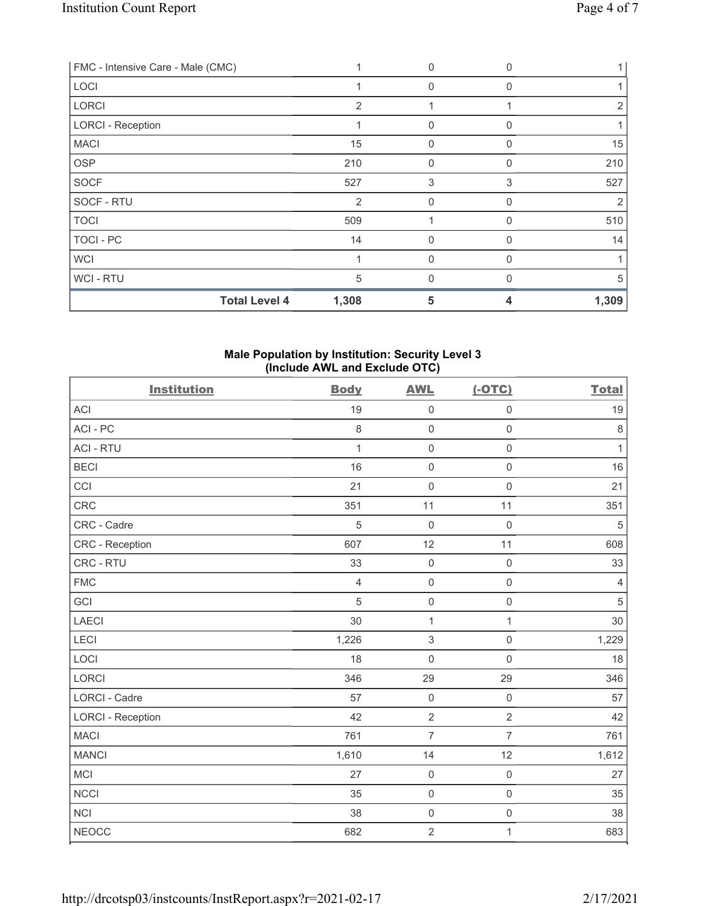| FMC - Intensive Care - Male (CMC) | 1 | 0 | 0 | 1 |
|---|---|---|---|---|
| LOCI | 1 | 0 | 0 | 1 |
| LORCI | 2 | 1 | 1 | 2 |
| LORCI - Reception | 1 | 0 | 0 | 1 |
| MACI | 15 | 0 | 0 | 15 |
| OSP | 210 | 0 | 0 | 210 |
| SOCF | 527 | 3 | 3 | 527 |
| SOCF - RTU | 2 | 0 | 0 | 2 |
| TOCI | 509 | 1 | 0 | 510 |
| TOCI - PC | 14 | 0 | 0 | 14 |
| WCI | 1 | 0 | 0 | 1 |
| WCI - RTU | 5 | 0 | 0 | 5 |
| **Total Level 4** | **1,308** | **5** | **4** | **1,309** |

## Male Population by Institution: Security Level 3 (Include AWL and Exclude OTC)

| Institution | Body | AWL | (-OTC) | Total |
|---|---|---|---|---|
| ACI | 19 | 0 | 0 | 19 |
| ACI - PC | 8 | 0 | 0 | 8 |
| ACI - RTU | 1 | 0 | 0 | 1 |
| BECI | 16 | 0 | 0 | 16 |
| CCI | 21 | 0 | 0 | 21 |
| CRC | 351 | 11 | 11 | 351 |
| CRC - Cadre | 5 | 0 | 0 | 5 |
| CRC - Reception | 607 | 12 | 11 | 608 |
| CRC - RTU | 33 | 0 | 0 | 33 |
| FMC | 4 | 0 | 0 | 4 |
| GCI | 5 | 0 | 0 | 5 |
| LAECI | 30 | 1 | 1 | 30 |
| LECI | 1,226 | 3 | 0 | 1,229 |
| LOCI | 18 | 0 | 0 | 18 |
| LORCI | 346 | 29 | 29 | 346 |
| LORCI - Cadre | 57 | 0 | 0 | 57 |
| LORCI - Reception | 42 | 2 | 2 | 42 |
| MACI | 761 | 7 | 7 | 761 |
| MANCI | 1,610 | 14 | 12 | 1,612 |
| MCI | 27 | 0 | 0 | 27 |
| NCCI | 35 | 0 | 0 | 35 |
| NCI | 38 | 0 | 0 | 38 |
| NEOCC | 682 | 2 | 1 | 683 |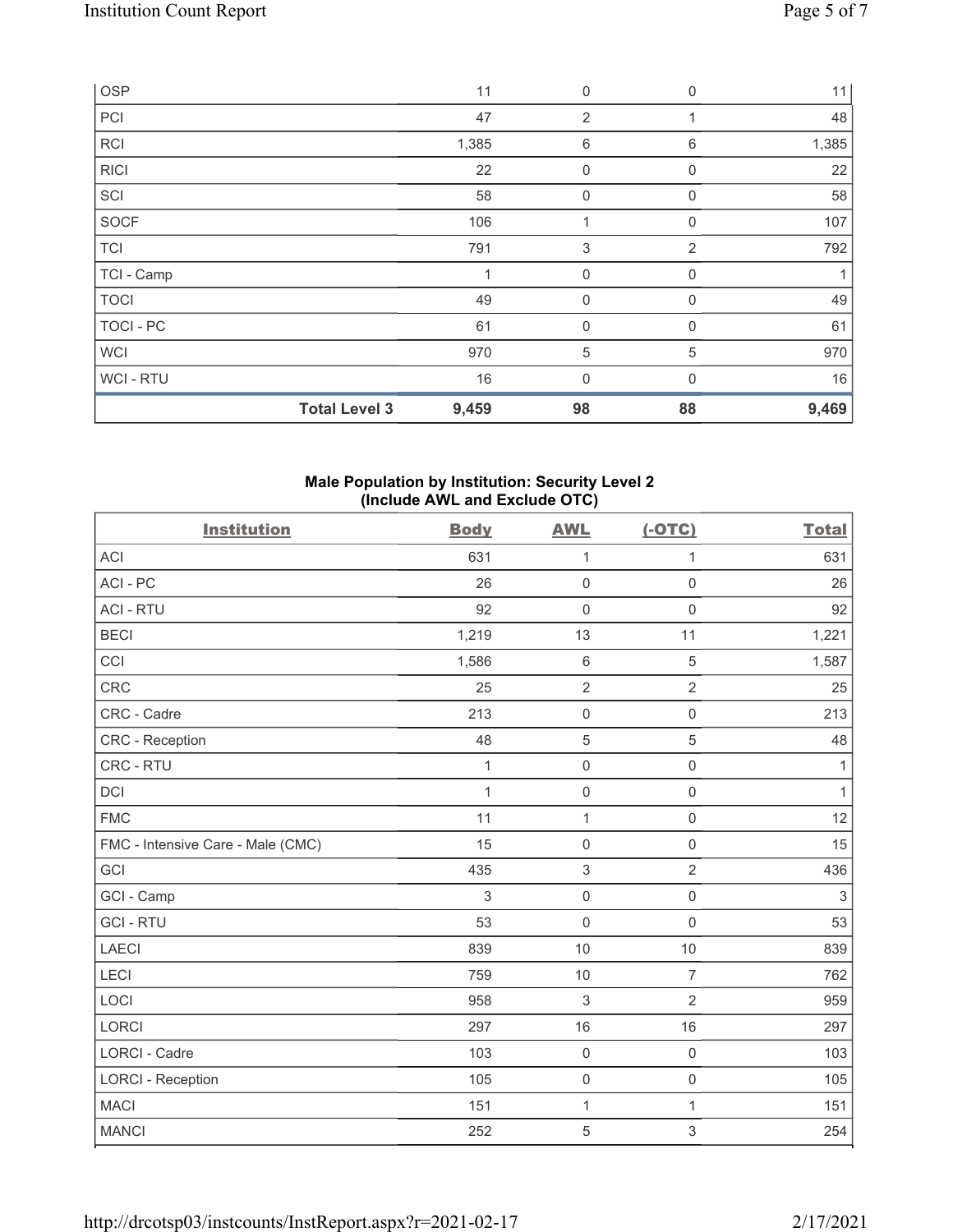| OSP | | 11 | 0 | 0 | 11 |
|---|---|---|---|---|---|
| PCI | | 47 | 2 | 1 | 48 |
| RCI | | 1,385 | 6 | 6 | 1,385 |
| RICI | | 22 | 0 | 0 | 22 |
| SCI | | 58 | 0 | 0 | 58 |
| SOCF | | 106 | 1 | 0 | 107 |
| TCI | | 791 | 3 | 2 | 792 |
| TCI - Camp | | 1 | 0 | 0 | 1 |
| TOCI | | 49 | 0 | 0 | 49 |
| TOCI - PC | | 61 | 0 | 0 | 61 |
| WCI | | 970 | 5 | 5 | 970 |
| WCI - RTU | | 16 | 0 | 0 | 16 |
| | **Total Level 3** | **9,459** | **98** | **88** | **9,469** |

**Male Population by Institution: Security Level 2**
**(Include AWL and Exclude OTC)**

| Institution | Body | AWL | (-OTC) | Total |
|---|---|---|---|---|
| ACI | 631 | 1 | 1 | 631 |
| ACI - PC | 26 | 0 | 0 | 26 |
| ACI - RTU | 92 | 0 | 0 | 92 |
| BECI | 1,219 | 13 | 11 | 1,221 |
| CCI | 1,586 | 6 | 5 | 1,587 |
| CRC | 25 | 2 | 2 | 25 |
| CRC - Cadre | 213 | 0 | 0 | 213 |
| CRC - Reception | 48 | 5 | 5 | 48 |
| CRC - RTU | 1 | 0 | 0 | 1 |
| DCI | 1 | 0 | 0 | 1 |
| FMC | 11 | 1 | 0 | 12 |
| FMC - Intensive Care - Male (CMC) | 15 | 0 | 0 | 15 |
| GCI | 435 | 3 | 2 | 436 |
| GCI - Camp | 3 | 0 | 0 | 3 |
| GCI - RTU | 53 | 0 | 0 | 53 |
| LAECI | 839 | 10 | 10 | 839 |
| LECI | 759 | 10 | 7 | 762 |
| LOCI | 958 | 3 | 2 | 959 |
| LORCI | 297 | 16 | 16 | 297 |
| LORCI - Cadre | 103 | 0 | 0 | 103 |
| LORCI - Reception | 105 | 0 | 0 | 105 |
| MACI | 151 | 1 | 1 | 151 |
| MANCI | 252 | 5 | 3 | 254 |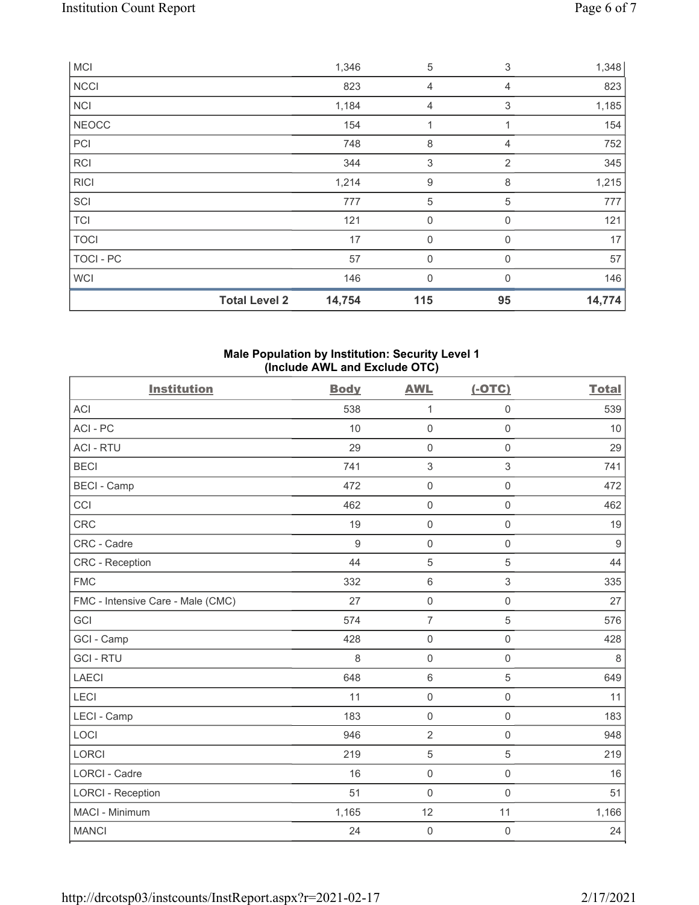| MCI | | 1,346 | 5 | 3 | 1,348 |
|---|---|---|---|---|---|
| NCCI | | 823 | 4 | 4 | 823 |
| NCI | | 1,184 | 4 | 3 | 1,185 |
| NEOCC | | 154 | 1 | 1 | 154 |
| PCI | | 748 | 8 | 4 | 752 |
| RCI | | 344 | 3 | 2 | 345 |
| RICI | | 1,214 | 9 | 8 | 1,215 |
| SCI | | 777 | 5 | 5 | 777 |
| TCI | | 121 | 0 | 0 | 121 |
| TOCI | | 17 | 0 | 0 | 17 |
| TOCI - PC | | 57 | 0 | 0 | 57 |
| WCI | | 146 | 0 | 0 | 146 |
| | **Total Level 2** | **14,754** | **115** | **95** | **14,774** |

**Male Population by Institution: Security Level 1**
**(Include AWL and Exclude OTC)**

| Institution | Body | AWL | (-OTC) | Total |
|---|---|---|---|---|
| ACI | 538 | 1 | 0 | 539 |
| ACI - PC | 10 | 0 | 0 | 10 |
| ACI - RTU | 29 | 0 | 0 | 29 |
| BECI | 741 | 3 | 3 | 741 |
| BECI - Camp | 472 | 0 | 0 | 472 |
| CCI | 462 | 0 | 0 | 462 |
| CRC | 19 | 0 | 0 | 19 |
| CRC - Cadre | 9 | 0 | 0 | 9 |
| CRC - Reception | 44 | 5 | 5 | 44 |
| FMC | 332 | 6 | 3 | 335 |
| FMC - Intensive Care - Male (CMC) | 27 | 0 | 0 | 27 |
| GCI | 574 | 7 | 5 | 576 |
| GCI - Camp | 428 | 0 | 0 | 428 |
| GCI - RTU | 8 | 0 | 0 | 8 |
| LAECI | 648 | 6 | 5 | 649 |
| LECI | 11 | 0 | 0 | 11 |
| LECI - Camp | 183 | 0 | 0 | 183 |
| LOCI | 946 | 2 | 0 | 948 |
| LORCI | 219 | 5 | 5 | 219 |
| LORCI - Cadre | 16 | 0 | 0 | 16 |
| LORCI - Reception | 51 | 0 | 0 | 51 |
| MACI - Minimum | 1,165 | 12 | 11 | 1,166 |
| MANCI | 24 | 0 | 0 | 24 |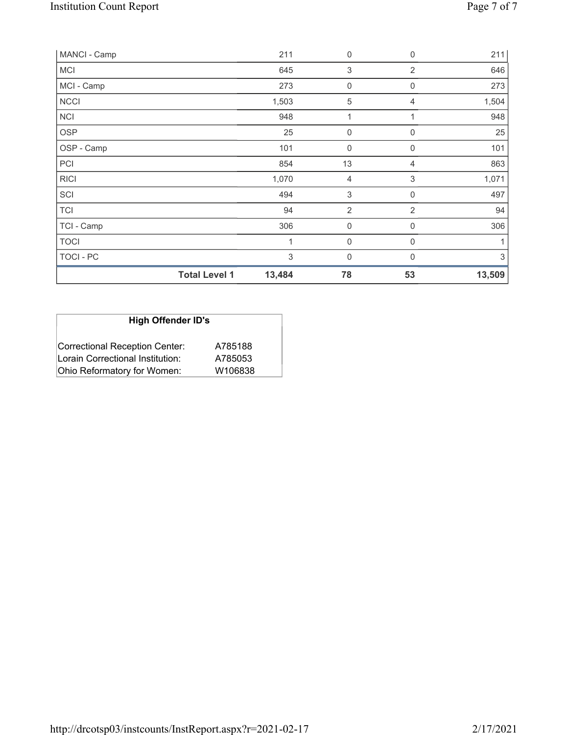| | | | | |
|---|---|---|---|---|
| MANCI - Camp | 211 | 0 | 0 | 211 |
| MCI | 645 | 3 | 2 | 646 |
| MCI - Camp | 273 | 0 | 0 | 273 |
| NCCI | 1,503 | 5 | 4 | 1,504 |
| NCI | 948 | 1 | 1 | 948 |
| OSP | 25 | 0 | 0 | 25 |
| OSP - Camp | 101 | 0 | 0 | 101 |
| PCI | 854 | 13 | 4 | 863 |
| RICI | 1,070 | 4 | 3 | 1,071 |
| SCI | 494 | 3 | 0 | 497 |
| TCI | 94 | 2 | 2 | 94 |
| TCI - Camp | 306 | 0 | 0 | 306 |
| TOCI | 1 | 0 | 0 | 1 |
| TOCI - PC | 3 | 0 | 0 | 3 |
| **Total Level 1** | **13,484** | **78** | **53** | **13,509** |

| **High Offender ID's** | |
|---|---|
| Correctional Reception Center: | A785188 |
| Lorain Correctional Institution: | A785053 |
| Ohio Reformatory for Women: | W106838 |